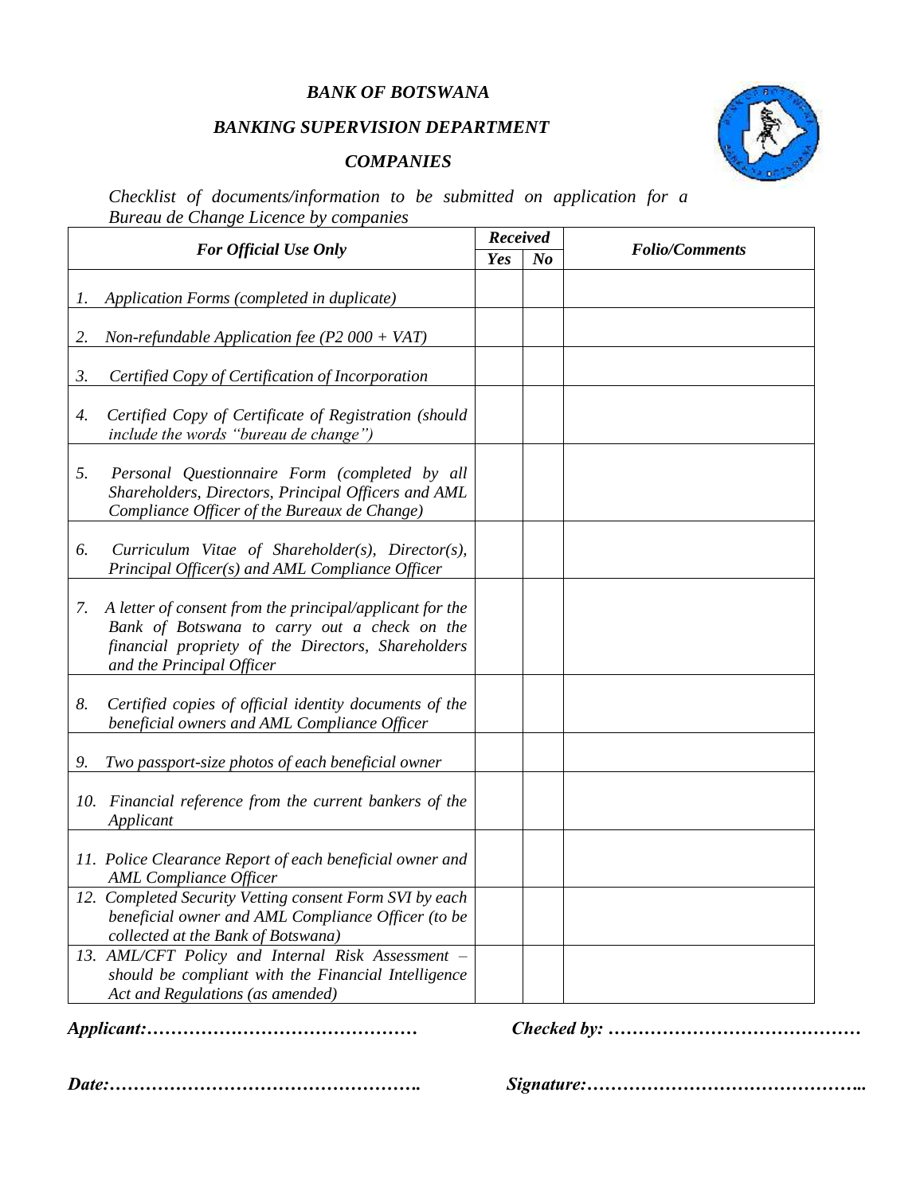***BANK OF BOTSWANA***

***BANKING SUPERVISION DEPARTMENT***

***COMPANIES***

*Checklist of documents/information to be submitted on application for a Bureau de Change Licence by companies*

| ***For Official Use Only*** | ***Received*** | | ***Folio/Comments*** |
|---|---|---|---|
| | ***Yes*** | ***No*** | |
| *1. Application Forms (completed in duplicate)* | | | |
| *2. Non-refundable Application fee (P2 000 + VAT)* | | | |
| *3. Certified Copy of Certification of Incorporation* | | | |
| *4. Certified Copy of Certificate of Registration (should include the words "bureau de change")* | | | |
| *5. Personal Questionnaire Form (completed by all Shareholders, Directors, Principal Officers and AML Compliance Officer of the Bureaux de Change)* | | | |
| *6. Curriculum Vitae of Shareholder(s), Director(s), Principal Officer(s) and AML Compliance Officer* | | | |
| *7. A letter of consent from the principal/applicant for the Bank of Botswana to carry out a check on the financial propriety of the Directors, Shareholders and the Principal Officer* | | | |
| *8. Certified copies of official identity documents of the beneficial owners and AML Compliance Officer* | | | |
| *9. Two passport-size photos of each beneficial owner* | | | |
| *10. Financial reference from the current bankers of the Applicant* | | | |
| *11. Police Clearance Report of each beneficial owner and AML Compliance Officer* | | | |
| *12. Completed Security Vetting consent Form SVI by each beneficial owner and AML Compliance Officer (to be collected at the Bank of Botswana)* | | | |
| *13. AML/CFT Policy and Internal Risk Assessment – should be compliant with the Financial Intelligence Act and Regulations (as amended)* | | | |

***Applicant:………………………………………*** ***Checked by: ……………………………………***

***Date:……………………………………………..*** ***Signature:……………………………………..***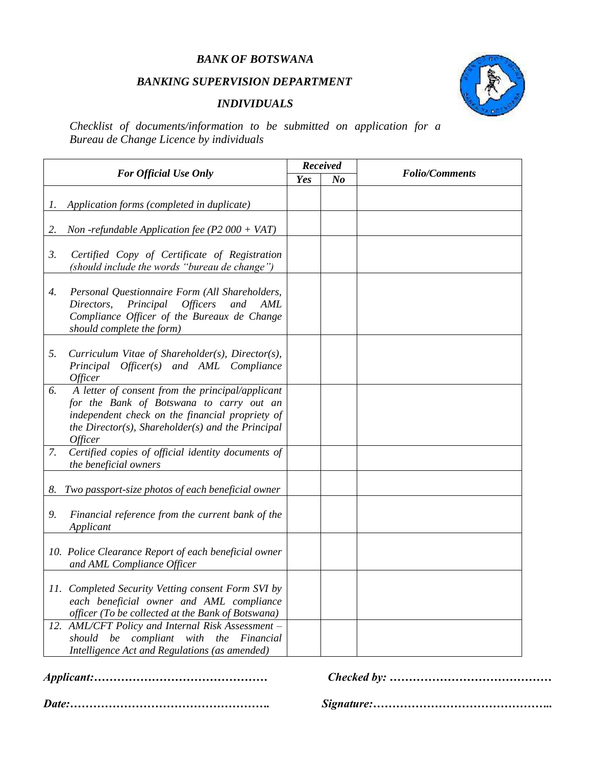# *BANK OF BOTSWANA*

## *BANKING SUPERVISION DEPARTMENT*

### *INDIVIDUALS*

*Checklist of documents/information to be submitted on application for a Bureau de Change Licence by individuals*

| ***For Official Use Only*** | ***Received*** | | ***Folio/Comments*** |
|---|---|---|---|
| | ***Yes*** | ***No*** | |
| *1. Application forms (completed in duplicate)* | | | |
| *2. Non -refundable Application fee (P2 000 + VAT)* | | | |
| *3. Certified Copy of Certificate of Registration (should include the words "bureau de change")* | | | |
| *4. Personal Questionnaire Form (All Shareholders, Directors, Principal Officers and AML Compliance Officer of the Bureaux de Change should complete the form)* | | | |
| *5. Curriculum Vitae of Shareholder(s), Director(s), Principal Officer(s) and AML Compliance Officer* | | | |
| *6. A letter of consent from the principal/applicant for the Bank of Botswana to carry out an independent check on the financial propriety of the Director(s), Shareholder(s) and the Principal Officer* | | | |
| *7. Certified copies of official identity documents of the beneficial owners* | | | |
| *8. Two passport-size photos of each beneficial owner* | | | |
| *9. Financial reference from the current bank of the Applicant* | | | |
| *10. Police Clearance Report of each beneficial owner and AML Compliance Officer* | | | |
| *11. Completed Security Vetting consent Form SVI by each beneficial owner and AML compliance officer (To be collected at the Bank of Botswana)* | | | |
| *12. AML/CFT Policy and Internal Risk Assessment – should be compliant with the Financial Intelligence Act and Regulations (as amended)* | | | |

***Applicant:………………………………………*** ***Checked by: ……………………………………***

***Date:……………………………………………..*** ***Signature:………………………………………..***